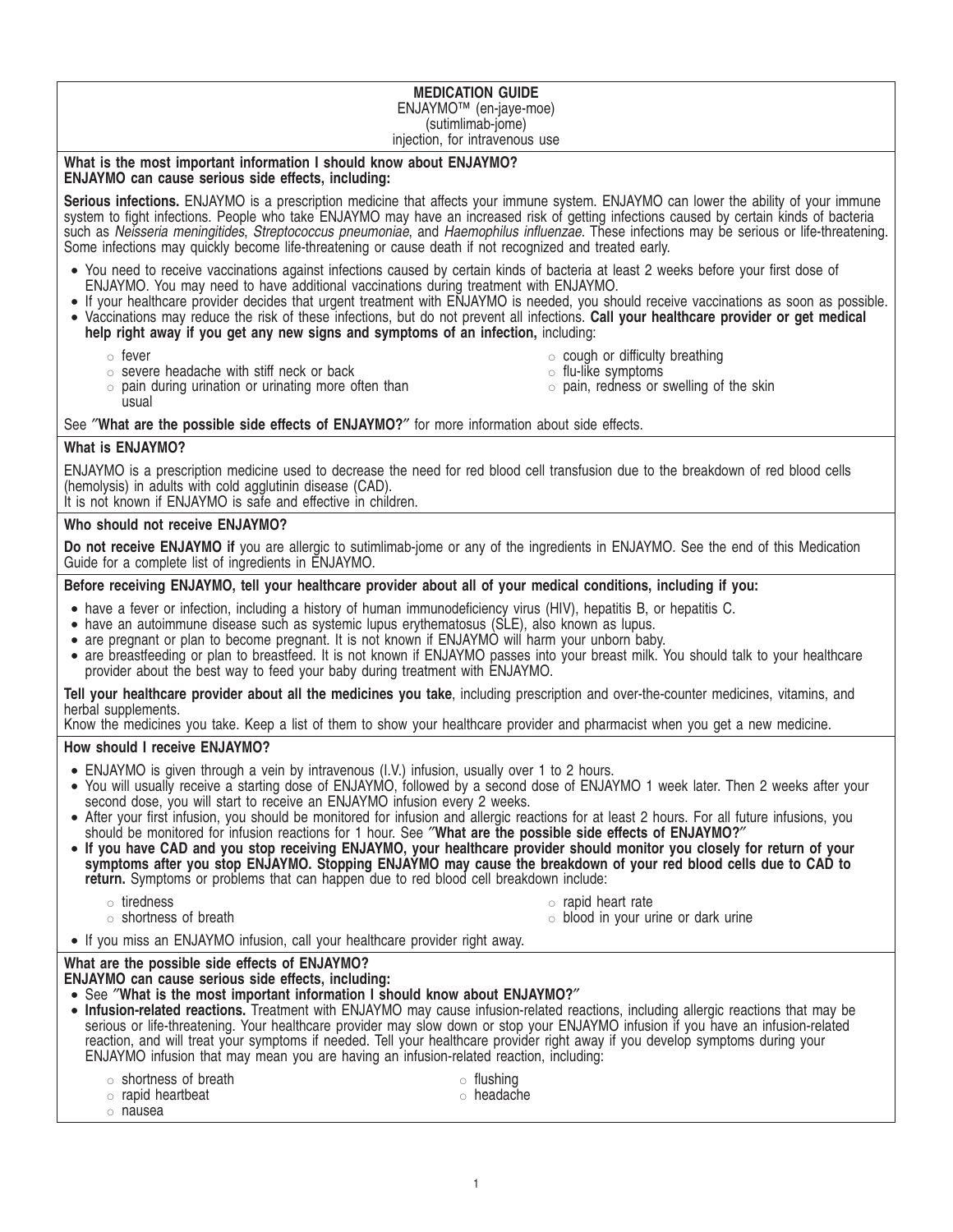# MEDICATION GUIDE

ENJAYMO™ (en-jaye-moe)
(sutimlimab-jome)
injection, for intravenous use

**What is the most important information I should know about ENJAYMO?**
**ENJAYMO can cause serious side effects, including:**

**Serious infections.** ENJAYMO is a prescription medicine that affects your immune system. ENJAYMO can lower the ability of your immune system to fight infections. People who take ENJAYMO may have an increased risk of getting infections caused by certain kinds of bacteria such as *Neisseria meningitides*, *Streptococcus pneumoniae*, and *Haemophilus influenzae*. These infections may be serious or life-threatening. Some infections may quickly become life-threatening or cause death if not recognized and treated early.

- You need to receive vaccinations against infections caused by certain kinds of bacteria at least 2 weeks before your first dose of ENJAYMO. You may need to have additional vaccinations during treatment with ENJAYMO.
- If your healthcare provider decides that urgent treatment with ENJAYMO is needed, you should receive vaccinations as soon as possible.
- Vaccinations may reduce the risk of these infections, but do not prevent all infections. **Call your healthcare provider or get medical help right away if you get any new signs and symptoms of an infection,** including:
  - fever
  - severe headache with stiff neck or back
  - pain during urination or urinating more often than usual
  - cough or difficulty breathing
  - flu-like symptoms
  - pain, redness or swelling of the skin

See "**What are the possible side effects of ENJAYMO?**" for more information about side effects.

**What is ENJAYMO?**

ENJAYMO is a prescription medicine used to decrease the need for red blood cell transfusion due to the breakdown of red blood cells (hemolysis) in adults with cold agglutinin disease (CAD).
It is not known if ENJAYMO is safe and effective in children.

**Who should not receive ENJAYMO?**

**Do not receive ENJAYMO if** you are allergic to sutimlimab-jome or any of the ingredients in ENJAYMO. See the end of this Medication Guide for a complete list of ingredients in ENJAYMO.

**Before receiving ENJAYMO, tell your healthcare provider about all of your medical conditions, including if you:**

- have a fever or infection, including a history of human immunodeficiency virus (HIV), hepatitis B, or hepatitis C.
- have an autoimmune disease such as systemic lupus erythematosus (SLE), also known as lupus.
- are pregnant or plan to become pregnant. It is not known if ENJAYMO will harm your unborn baby.
- are breastfeeding or plan to breastfeed. It is not known if ENJAYMO passes into your breast milk. You should talk to your healthcare provider about the best way to feed your baby during treatment with ENJAYMO.

**Tell your healthcare provider about all the medicines you take**, including prescription and over-the-counter medicines, vitamins, and herbal supplements.
Know the medicines you take. Keep a list of them to show your healthcare provider and pharmacist when you get a new medicine.

**How should I receive ENJAYMO?**

- ENJAYMO is given through a vein by intravenous (I.V.) infusion, usually over 1 to 2 hours.
- You will usually receive a starting dose of ENJAYMO, followed by a second dose of ENJAYMO 1 week later. Then 2 weeks after your second dose, you will start to receive an ENJAYMO infusion every 2 weeks.
- After your first infusion, you should be monitored for infusion and allergic reactions for at least 2 hours. For all future infusions, you should be monitored for infusion reactions for 1 hour. See "**What are the possible side effects of ENJAYMO?**"
- **If you have CAD and you stop receiving ENJAYMO, your healthcare provider should monitor you closely for return of your symptoms after you stop ENJAYMO. Stopping ENJAYMO may cause the breakdown of your red blood cells due to CAD to return.** Symptoms or problems that can happen due to red blood cell breakdown include:
  - tiredness
  - shortness of breath
  - rapid heart rate
  - blood in your urine or dark urine
- If you miss an ENJAYMO infusion, call your healthcare provider right away.

**What are the possible side effects of ENJAYMO?**
**ENJAYMO can cause serious side effects, including:**

- See "**What is the most important information I should know about ENJAYMO?**"
- **Infusion-related reactions.** Treatment with ENJAYMO may cause infusion-related reactions, including allergic reactions that may be serious or life-threatening. Your healthcare provider may slow down or stop your ENJAYMO infusion if you have an infusion-related reaction, and will treat your symptoms if needed. Tell your healthcare provider right away if you develop symptoms during your ENJAYMO infusion that may mean you are having an infusion-related reaction, including:
  - shortness of breath
  - rapid heartbeat
  - nausea
  - flushing
  - headache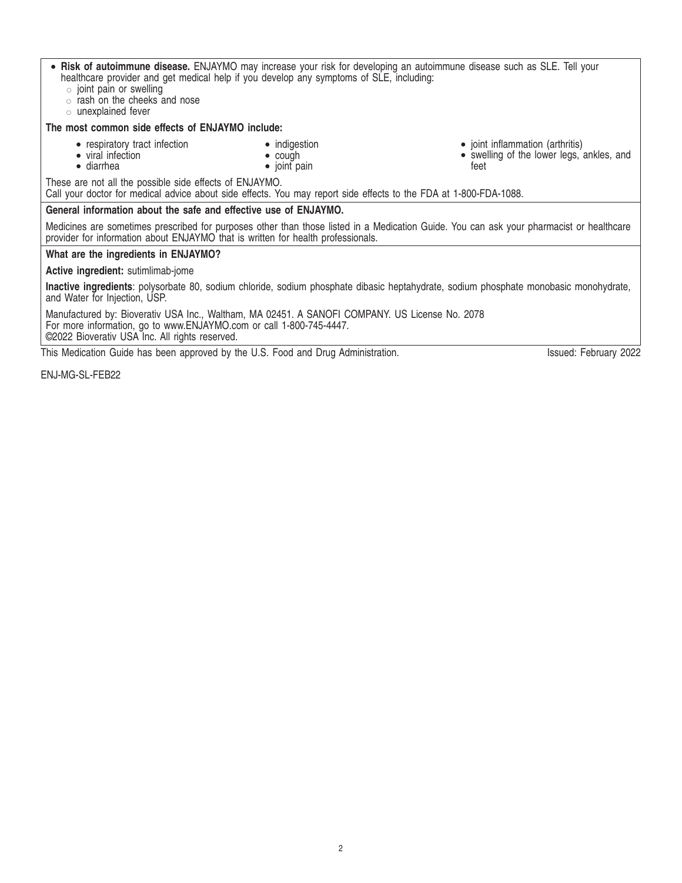- **Risk of autoimmune disease.** ENJAYMO may increase your risk for developing an autoimmune disease such as SLE. Tell your healthcare provider and get medical help if you develop any symptoms of SLE, including:
  - joint pain or swelling
  - rash on the cheeks and nose
  - unexplained fever

**The most common side effects of ENJAYMO include:**

- respiratory tract infection
- viral infection
- diarrhea
- indigestion
- cough
- joint pain
- joint inflammation (arthritis)
- swelling of the lower legs, ankles, and feet

These are not all the possible side effects of ENJAYMO.
Call your doctor for medical advice about side effects. You may report side effects to the FDA at 1-800-FDA-1088.

**General information about the safe and effective use of ENJAYMO.**

Medicines are sometimes prescribed for purposes other than those listed in a Medication Guide. You can ask your pharmacist or healthcare provider for information about ENJAYMO that is written for health professionals.

**What are the ingredients in ENJAYMO?**

**Active ingredient:** sutimlimab-jome

**Inactive ingredients**: polysorbate 80, sodium chloride, sodium phosphate dibasic heptahydrate, sodium phosphate monobasic monohydrate, and Water for Injection, USP.

Manufactured by: Bioverativ USA Inc., Waltham, MA 02451. A SANOFI COMPANY. US License No. 2078
For more information, go to www.ENJAYMO.com or call 1-800-745-4447.
©2022 Bioverativ USA Inc. All rights reserved.

This Medication Guide has been approved by the U.S. Food and Drug Administration. Issued: February 2022

ENJ-MG-SL-FEB22